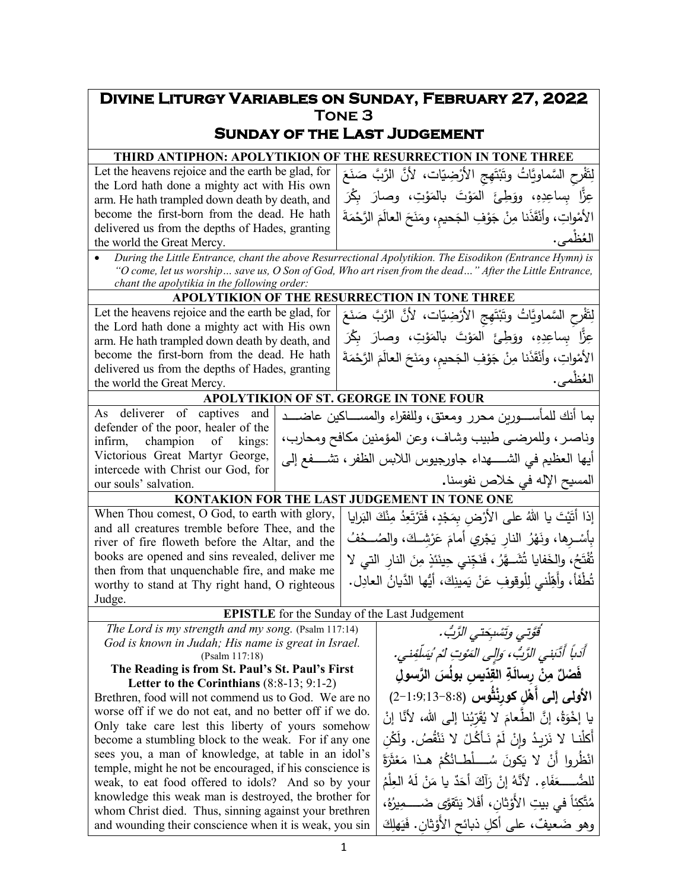# Divine Liturgy Variables on Sunday, February 27, 2022
## Tone 3
## Sunday of the Last Judgement

**THIRD ANTIPHON: APOLYTIKION OF THE RESURRECTION IN TONE THREE**

| English | Arabic |
|---|---|
| Let the heavens rejoice and the earth be glad, for the Lord hath done a mighty act with His own arm. He hath trampled down death by death, and become the first-born from the dead. He hath delivered us from the depths of Hades, granting the world the Great Mercy. | لِتَفْرحِ السَّماويَّاتُ وتَبْتَهِجِ الأرْضِيّات، لأنَّ الرَّبَّ صَنَعَ عِزًّا بِساعِدِهِ، ووَطِئَ المَوْتَ بالمَوْتِ، وصارَ بِكْرَ الأمْواتِ، وأَنْقَذَنا مِنْ جَوْفِ الجَحيمِ، ومَنَحَ العالَمَ الرَّحْمَةَ العُظْمى. |

- *During the Little Entrance, chant the above Resurrectional Apolytikion. The Eisodikon (Entrance Hymn) is "O come, let us worship… save us, O Son of God, Who art risen from the dead…" After the Little Entrance, chant the apolytikia in the following order:*

**APOLYTIKION OF THE RESURRECTION IN TONE THREE**

| English | Arabic |
|---|---|
| Let the heavens rejoice and the earth be glad, for the Lord hath done a mighty act with His own arm. He hath trampled down death by death, and become the first-born from the dead. He hath delivered us from the depths of Hades, granting the world the Great Mercy. | لِتَفْرحِ السَّماويَّاتُ وتَبْتَهِجِ الأرْضِيّات، لأنَّ الرَّبَّ صَنَعَ عِزًّا بِساعِدِهِ، ووَطِئَ المَوْتَ بالمَوْتِ، وصارَ بِكْرَ الأمْواتِ، وأَنْقَذَنا مِنْ جَوْفِ الجَحيمِ، ومَنَحَ العالَمَ الرَّحْمَةَ العُظْمى. |

**APOLYTIKION OF ST. GEORGE IN TONE FOUR**

| English | Arabic |
|---|---|
| As deliverer of captives and defender of the poor, healer of the infirm, champion of kings: Victorious Great Martyr George, intercede with Christ our God, for our souls' salvation. | بما أنك للمأسورين محرر ومعتق، وللفقراء والمساكين عاضد وناصر، وللمرضى طبيب وشاف، وعن المؤمنين مكافح ومحارب، أيها العظيم في الشهداء جاورجيوس اللابس الظفر، تشفع إلى المسيح الإله في خلاص نفوسنا. |

**KONTAKION FOR THE LAST JUDGEMENT IN TONE ONE**

| English | Arabic |
|---|---|
| When Thou comest, O God, to earth with glory, and all creatures tremble before Thee, and the river of fire floweth before the Altar, and the books are opened and sins revealed, deliver me then from that unquenchable fire, and make me worthy to stand at Thy right hand, O righteous Judge. | إذا أَتَيْتَ يا اللهُ على الأرْضِ بِمَجْدٍ، فَتَرْتَعِدُ مِنْكَ البَرايا بِأسْرِها، ونَهْرُ النارِ يَجْري أمامَ عَرْشِكَ، والصُحُفُ تُفْتَحُ، والخَفايا تُشَهَّرُ، فَنَجِّني حِينَئذٍ مِنَ النارِ التي لا تُطْفَأ، وأَهِّلْني لِلْوقوفِ عَنْ يَمينِكَ، أيُّها الدَّيانُ العادِل. |

**EPISTLE** for the Sunday of the Last Judgement

| English | Arabic |
|---|---|
| *The Lord is my strength and my song.* (Psalm 117:14) | *قُوَّتي وتَسْبِحَتي الرَّبُّ.* |
| *God is known in Judah; His name is great in Israel.* (Psalm 117:18) | *أَدَباً أَدَّبَني الرَّبُّ، وَإِلى المَوْتِ لَمْ يُسَلِّمْني.* |
| **The Reading is from St. Paul's St. Paul's First Letter to the Corinthians** (8:8-13; 9:1-2) | **فَصْلٌ مِنْ رِسالَةِ القِدّيسِ بولُسَ الرَّسولِ الأولى إلى أَهْلِ كورِنْثُوس** (8:8-13؛9:1-2) |
| Brethren, food will not commend us to God. We are no worse off if we do not eat, and no better off if we do. Only take care lest this liberty of yours somehow become a stumbling block to the weak. For if any one sees you, a man of knowledge, at table in an idol's temple, might he not be encouraged, if his conscience is weak, to eat food offered to idols? And so by your knowledge this weak man is destroyed, the brother for whom Christ died. Thus, sinning against your brethren and wounding their conscience when it is weak, you sin | يا إِخْوَةُ، إنَّ الطَّعامَ لا يُقَرِّبُنا إلى الله، لأنَّا إنْ أَكَلْنا لا نَزيدُ وإنْ لَمْ نَأكُلْ لا نَنْقُصُ. ولَكِنِ انْظُروا أَنْ لا يَكونَ سُلْطانُكُمْ هذا مَعْثَرَةً للضُّعَفَاءِ. لأنَّهُ إنْ رَآكَ أَحَدٌ يا مَنْ لَهُ العِلْمُ مُتَّكِئاً في بيتِ الأَوْثانِ، أفَلا يَتَقوَّى ضَميرُهُ، وهو ضَعيفٌ، على أكلِ ذبائحِ الأَوْثانِ. فَيَهلِكَ |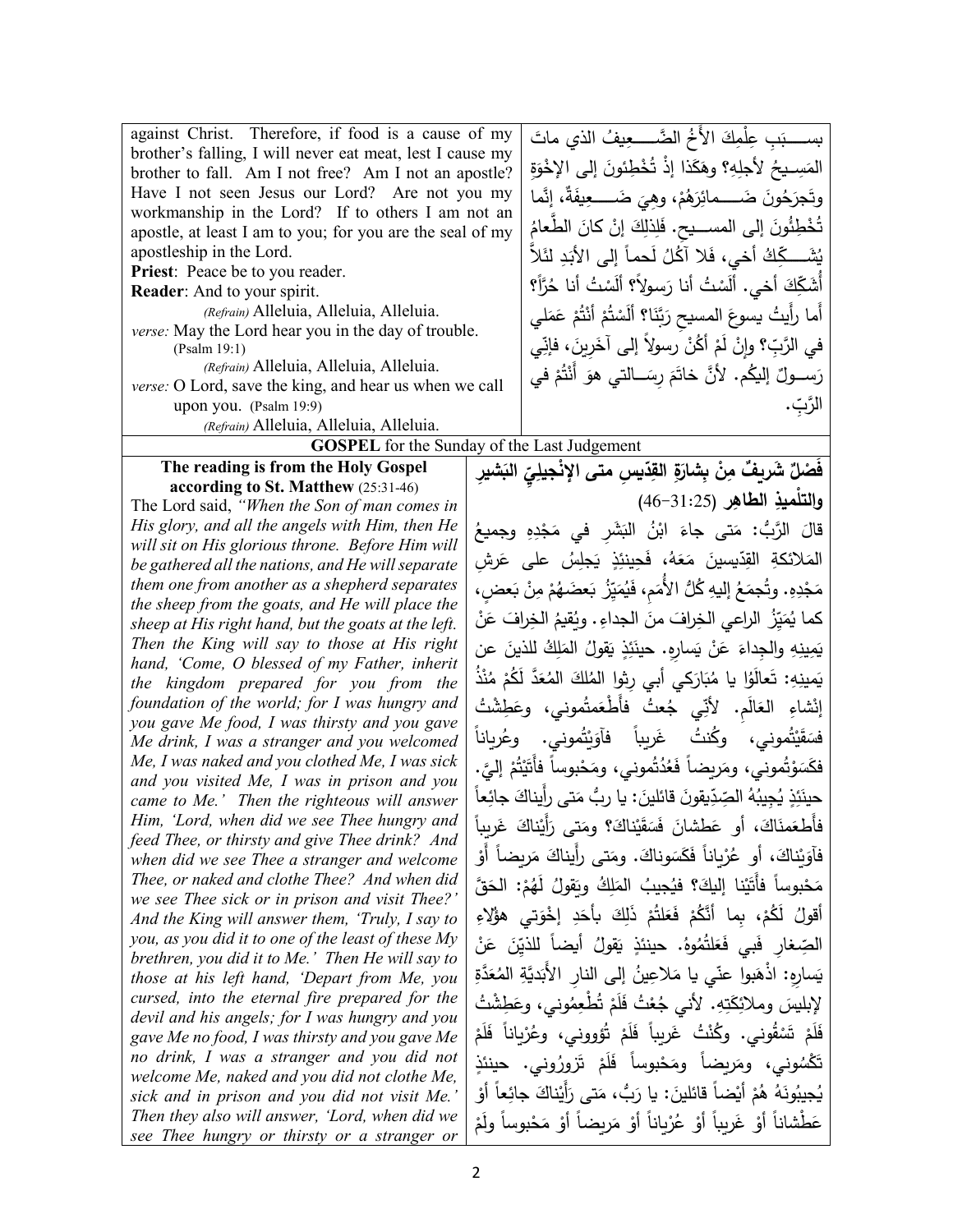against Christ. Therefore, if food is a cause of my brother's falling, I will never eat meat, lest I cause my brother to fall. Am I not free? Am I not an apostle? Have I not seen Jesus our Lord? Are not you my workmanship in the Lord? If to others I am not an apostle, at least I am to you; for you are the seal of my apostleship in the Lord.

**Priest**: Peace be to you reader.

**Reader**: And to your spirit.

*(Refrain)* Alleluia, Alleluia, Alleluia.

*verse:* May the Lord hear you in the day of trouble. (Psalm 19:1)

*(Refrain)* Alleluia, Alleluia, Alleluia.

*verse:* O Lord, save the king, and hear us when we call upon you. (Psalm 19:9)

*(Refrain)* Alleluia, Alleluia, Alleluia.

بسببِ عِلْمِكَ الأَخُ الضَّعيفُ الذي ماتَ المَسيحُ لأجلِهِ؟ وهَكَذا إذْ تُخْطِئونَ إلى الإخْوَةِ وتَجرَحُونَ ضَمائرَهُمْ، وهِيَ ضَعيفَةٌ، إنَّما تُخْطِئُونَ إلى المسيحِ. فَلِذلِكَ إنْ كانَ الطَّعامُ يُشَكِّكُ أخي، فَلا آكُلُ لَحماً إلى الأبَدِ لئَلاَّ أُشَكِّكَ أخي. أَلَسْتُ أنا رَسولاً؟ أَلَسْتُ أنا حُرّاً؟ أَما رأَيتُ يسوعَ المسيحَ رَبَّنَا؟ أَلَسْتُمْ أَنْتُمْ عَمَلِي في الرَّبِّ؟ وإنْ لَمْ أكُنْ رسولاً إلى آخَرِينَ، فإنّي رَسولٌ إليكُم. لأنَّ خاتَمَ رِسالتي هوَ أَنْتُمْ في الرَّبِّ.

## GOSPEL for the Sunday of the Last Judgement

**The reading is from the Holy Gospel according to St. Matthew** (25:31-46)

The Lord said, *"When the Son of man comes in His glory, and all the angels with Him, then He will sit on His glorious throne. Before Him will be gathered all the nations, and He will separate them one from another as a shepherd separates the sheep from the goats, and He will place the sheep at His right hand, but the goats at the left. Then the King will say to those at His right hand, 'Come, O blessed of my Father, inherit the kingdom prepared for you from the foundation of the world; for I was hungry and you gave Me food, I was thirsty and you gave Me drink, I was a stranger and you welcomed Me, I was naked and you clothed Me, I was sick and you visited Me, I was in prison and you came to Me.' Then the righteous will answer Him, 'Lord, when did we see Thee hungry and feed Thee, or thirsty and give Thee drink? And when did we see Thee a stranger and welcome Thee, or naked and clothe Thee? And when did we see Thee sick or in prison and visit Thee?' And the King will answer them, 'Truly, I say to you, as you did it to one of the least of these My brethren, you did it to Me.' Then He will say to those at his left hand, 'Depart from Me, you cursed, into the eternal fire prepared for the devil and his angels; for I was hungry and you gave Me no food, I was thirsty and you gave Me no drink, I was a stranger and you did not welcome Me, naked and you did not clothe Me, sick and in prison and you did not visit Me.' Then they also will answer, 'Lord, when did we see Thee hungry or thirsty or a stranger or*

**فَصْلٌ شَريفٌ مِنْ بِشارَةِ القِدّيسِ متى الإنْجيلِيِّ البَشيرِ والتِلْميذِ الطاهِر** (25:31-46)

قالَ الرَّبُّ: مَتى جاءَ ابْنُ البَشَرِ في مَجْدِهِ وجميعُ المَلائكةِ القِدّيسينَ مَعَهُ، فَحينَئِذٍ يَجلِسُ على عَرشِ مَجْدِهِ. وتُجمَعُ إليهِ كُلُّ الأُمَمِ، فَيُمَيِّزُ بَعضَهُمْ مِنْ بَعضٍ، كما يُمَيِّزُ الراعي الخِرافَ منَ الجداءِ. ويُقيمُ الخِرافَ عَنْ يَمينِهِ والجِداءَ عَنْ يَسارِهِ. حينَئِذٍ يَقولُ المَلِكُ للذينَ عن يَمينِهِ: تَعالَوْا يا مُبَارَكِي أبي رِثوا المُلكَ المُعَدَّ لَكُمْ مُنْذُ إنْشاءِ العَالَمِ. لأنّي جُعتُ فأَطْعَمتُموني، وعَطِشْتُ فسَقَيْتُموني، وكُنتُ غَريباً فآوَيْتُموني. وعُرياناً فكَسَوْتُموني، ومَريضاً فعُدْتُموني، ومَحْبوساً فأَتَيْتُمْ إليَّ. حينَئِذٍ يُجيبُهُ الصِدّيقونَ قائلينَ: يا ربُّ مَتى رأَيناكَ جائِعاً فأَطعَمناكَ، أو عَطشانَ فَسَقَيْناكَ؟ ومَتى رَأَيْناكَ غَريباً فآوَيْناكَ، أو عُرْياناً فَكَسَوناكَ. ومَتى رأَيناكَ مَريضاً أَوْ مَحْبوساً فأَتَيْنا إليكَ؟ فيُجيبُ المَلِكُ ويَقولُ لَهُمْ: الحَقَّ أقولُ لَكُمْ، بِما أَنَّكُمْ فَعَلْتُمْ ذَلِكَ بأَحَدِ إخْوَتي هؤلاءِ الصِغارِ فَبي فَعَلتُمُوهُ. حينئذٍ يَقولُ أيضاً للذيْنَ عَنْ يَسارِهِ: اذْهَبوا عنّي يا مَلاعِينُ إلى النارِ الأَبَدِيَّةِ المُعَدَّةِ لإبليسَ وملائِكَتِهِ. لأني جُعْتُ فَلَمْ تُطْعِمُوني، وعَطِشْتُ فَلَمْ تَسْقُوني. وكُنْتُ غَريباً فَلَمْ تُؤووني، وعُرْياناً فَلَمْ تَكْسُوني، ومَريضاً ومَحْبوساً فَلَمْ تَزورُوني. حينئذٍ يُجيبُونَهُ هُمْ أَيْضاً قائلينَ: يا رَبُّ، مَتى رَأَيْناكَ جائِعاً أَوْ عَطْشاناً أَوْ غَريباً أَوْ عُرْياناً أَوْ مَريضاً أَوْ مَحْبوساً ولَمْ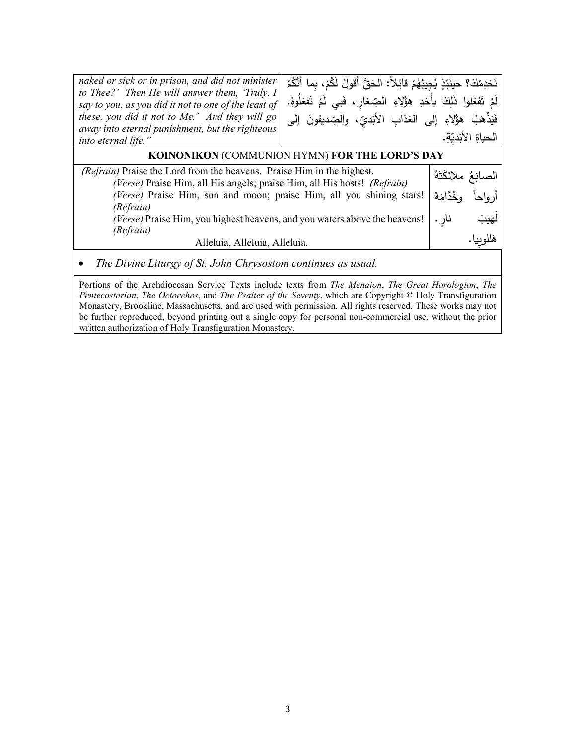| | |
|---|---|
| *naked or sick or in prison, and did not minister to Thee?' Then He will answer them, 'Truly, I say to you, as you did it not to one of the least of these, you did it not to Me.' And they will go away into eternal punishment, but the righteous into eternal life."* | نَخدِمْكَ؟ حينَئِذٍ يُجيبُهُمْ قائِلاً: الحَقَّ أقولُ لَكُمْ، بِما أنَّكُمْ لَمْ تَفعَلوا ذَلِكَ بأَحَدِ هؤُلاءِ الصِّغارِ، فَبي لَمْ تَفعَلُوهُ. فَيَذْهَبُ هؤُلاءِ إلى العَذابِ الأَبَديّ، والصِّديقونَ إلى الحياةِ الأَبَديّةِ. |

**KOINONIKON** (COMMUNION HYMN) **FOR THE LORD'S DAY**

| | |
|---|---|
| *(Refrain)* Praise the Lord from the heavens. Praise Him in the highest.<br>*(Verse)* Praise Him, all His angels; praise Him, all His hosts! *(Refrain)*<br>*(Verse)* Praise Him, sun and moon; praise Him, all you shining stars! *(Refrain)*<br>*(Verse)* Praise Him, you highest heavens, and you waters above the heavens! *(Refrain)*<br>Alleluia, Alleluia, Alleluia. | الصانِعُ ملائكَتَهُ أرواحاً وخُدَّامَهُ لَهيبَ نارٍ. هَللويا. |

- *The Divine Liturgy of St. John Chrysostom continues as usual.*

Portions of the Archdiocesan Service Texts include texts from *The Menaion*, *The Great Horologion*, *The Pentecostarion*, *The Octoechos*, and *The Psalter of the Seventy*, which are Copyright © Holy Transfiguration Monastery, Brookline, Massachusetts, and are used with permission. All rights reserved. These works may not be further reproduced, beyond printing out a single copy for personal non-commercial use, without the prior written authorization of Holy Transfiguration Monastery.